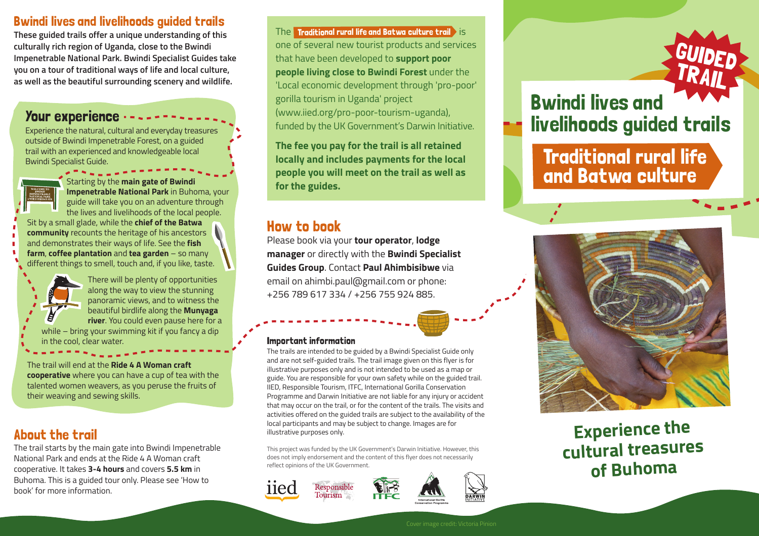## Bwindi lives and livelihoods guided trails

**These guided trails offer a unique understanding of this culturally rich region of Uganda, close to the Bwindi Impenetrable National Park. Bwindi Specialist Guides take you on a tour of traditional ways of life and local culture, as well as the beautiful surrounding scenery and wildlife.**

### Your experience

Experience the natural, cultural and everyday treasures outside of Bwindi Impenetrable Forest, on a guided trail with an experienced and knowledgeable local Bwindi Specialist Guide.

Starting by the **main gate of Bwindi Impenetrable National Park** in Buhoma, your guide will take you on an adventure through the lives and livelihoods of the local people. Sit by a small glade, while the **chief of the Batwa community** recounts the heritage of his ancestors and demonstrates their ways of life. See the **fish farm**, **coffee plantation** and **tea garden** – so many different things to smell, touch and, if you like, taste.

There will be plenty of opportunities along the way to view the stunning panoramic views, and to witness the beautiful birdlife along the **Munyaga river**. You could even pause here for a while – bring your swimming kit if you fancy a dip in the cool, clear water.

The trail will end at the **Ride 4 A Woman craft cooperative** where you can have a cup of tea with the talented women weavers, as you peruse the fruits of their weaving and sewing skills.

## About the trail

The trail starts by the main gate into Bwindi Impenetrable National Park and ends at the Ride 4 A Woman craft cooperative. It takes **3-4 hours** and covers **5.5 km** in Buhoma. This is a guided tour only. Please see 'How to book' for more information.

The **Traditional rural life and Batwa culture trail** is one of several new tourist products and services that have been developed to **support poor people living close to Bwindi Forest** under the 'Local economic development through 'pro-poor' gorilla tourism in Uganda' project (www.iied.org/pro-poor-tourism-uganda), funded by the UK Government's Darwin Initiative.

**The fee you pay for the trail is all retained locally and includes payments for the local people you will meet on the trail as well as for the guides.**

## How to book

Please book via your **tour operator**, **lodge manager** or directly with the **Bwindi Specialist Guides Group**. Contact **Paul Ahimbisibwe** via email on ahimbi.paul@gmail.com or phone: +256 789 617 334 / +256 755 924 885.

### Important information

The trails are intended to be guided by a Bwindi Specialist Guide only and are not self-guided trails. The trail image given on this flyer is for illustrative purposes only and is not intended to be used as a map or guide. You are responsible for your own safety while on the guided trail. IIED, Responsible Tourism, ITFC, International Gorilla Conservation Programme and Darwin Initiative are not liable for any injury or accident that may occur on the trail, or for the content of the trails. The visits and activities offered on the guided trails are subject to the availability of the local participants and may be subject to change. Images are for illustrative purposes only.

This project was funded by the UK Government's Darwin Initiative. However, this does not imply endorsement and the content of this flyer does not necessarily reflect opinions of the UK Government.

iied · Responsible Tourism · ITFC · International Gorilla Conservation Programme · DARWIN INITIATIVE

GUIDED TRAIL

# Bwindi lives and livelihoods guided trails

## Traditional rural life and Batwa culture

**Experience the cultural treasures of Buhoma**

Cover image credit: Victoria Pinion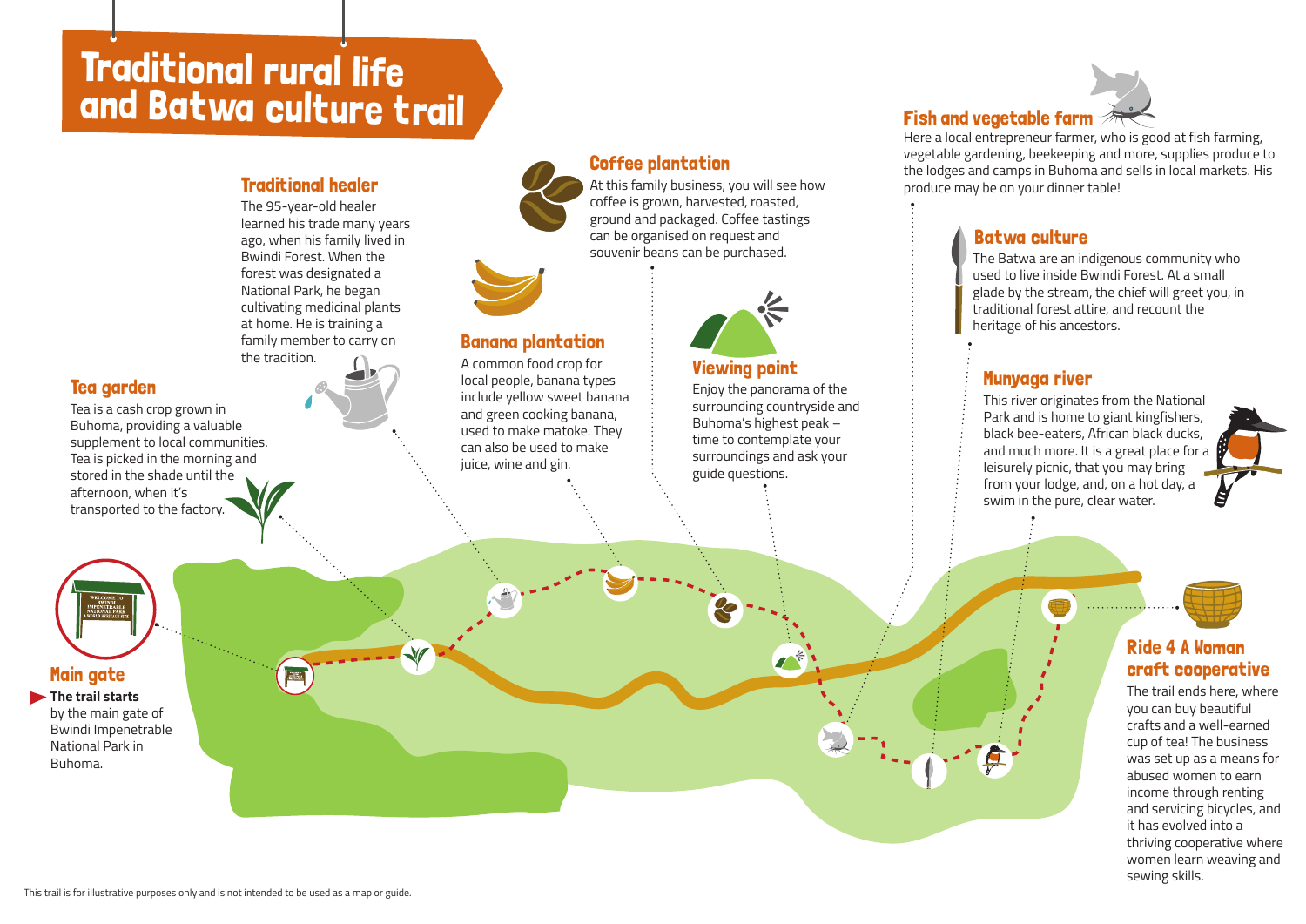# Traditional rural life and Batwa culture trail

## Main gate

**The trail starts** by the main gate of Bwindi Impenetrable National Park in Buhoma.

## Tea garden

Tea is a cash crop grown in Buhoma, providing a valuable supplement to local communities. Tea is picked in the morning and stored in the shade until the afternoon, when it's transported to the factory.

## Traditional healer

The 95-year-old healer learned his trade many years ago, when his family lived in Bwindi Forest. When the forest was designated a National Park, he began cultivating medicinal plants at home. He is training a family member to carry on the tradition.

## Banana plantation

A common food crop for local people, banana types include yellow sweet banana and green cooking banana, used to make matoke. They can also be used to make juice, wine and gin.

## Coffee plantation

At this family business, you will see how coffee is grown, harvested, roasted, ground and packaged. Coffee tastings can be organised on request and souvenir beans can be purchased.

## Viewing point

Enjoy the panorama of the surrounding countryside and Buhoma's highest peak – time to contemplate your surroundings and ask your guide questions.

## Fish and vegetable farm

Here a local entrepreneur farmer, who is good at fish farming, vegetable gardening, beekeeping and more, supplies produce to the lodges and camps in Buhoma and sells in local markets. His produce may be on your dinner table!

## Batwa culture

The Batwa are an indigenous community who used to live inside Bwindi Forest. At a small glade by the stream, the chief will greet you, in traditional forest attire, and recount the heritage of his ancestors.

## Munyaga river

This river originates from the National Park and is home to giant kingfishers, black bee-eaters, African black ducks, and much more. It is a great place for a leisurely picnic, that you may bring from your lodge, and, on a hot day, a swim in the pure, clear water.

## Ride 4 A Woman craft cooperative

The trail ends here, where you can buy beautiful crafts and a well-earned cup of tea! The business was set up as a means for abused women to earn income through renting and servicing bicycles, and it has evolved into a thriving cooperative where women learn weaving and sewing skills.

This trail is for illustrative purposes only and is not intended to be used as a map or guide.